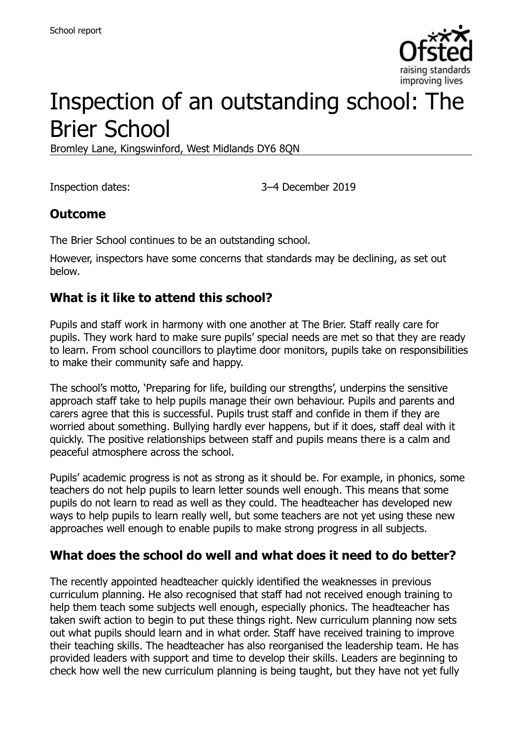School report

# Inspection of an outstanding school: The Brier School

Bromley Lane, Kingswinford, West Midlands DY6 8QN

Inspection dates: 3–4 December 2019

## Outcome

The Brier School continues to be an outstanding school.

However, inspectors have some concerns that standards may be declining, as set out below.

## What is it like to attend this school?

Pupils and staff work in harmony with one another at The Brier. Staff really care for pupils. They work hard to make sure pupils' special needs are met so that they are ready to learn. From school councillors to playtime door monitors, pupils take on responsibilities to make their community safe and happy.

The school's motto, 'Preparing for life, building our strengths', underpins the sensitive approach staff take to help pupils manage their own behaviour. Pupils and parents and carers agree that this is successful. Pupils trust staff and confide in them if they are worried about something. Bullying hardly ever happens, but if it does, staff deal with it quickly. The positive relationships between staff and pupils means there is a calm and peaceful atmosphere across the school.

Pupils' academic progress is not as strong as it should be. For example, in phonics, some teachers do not help pupils to learn letter sounds well enough. This means that some pupils do not learn to read as well as they could. The headteacher has developed new ways to help pupils to learn really well, but some teachers are not yet using these new approaches well enough to enable pupils to make strong progress in all subjects.

## What does the school do well and what does it need to do better?

The recently appointed headteacher quickly identified the weaknesses in previous curriculum planning. He also recognised that staff had not received enough training to help them teach some subjects well enough, especially phonics. The headteacher has taken swift action to begin to put these things right. New curriculum planning now sets out what pupils should learn and in what order. Staff have received training to improve their teaching skills. The headteacher has also reorganised the leadership team. He has provided leaders with support and time to develop their skills. Leaders are beginning to check how well the new curriculum planning is being taught, but they have not yet fully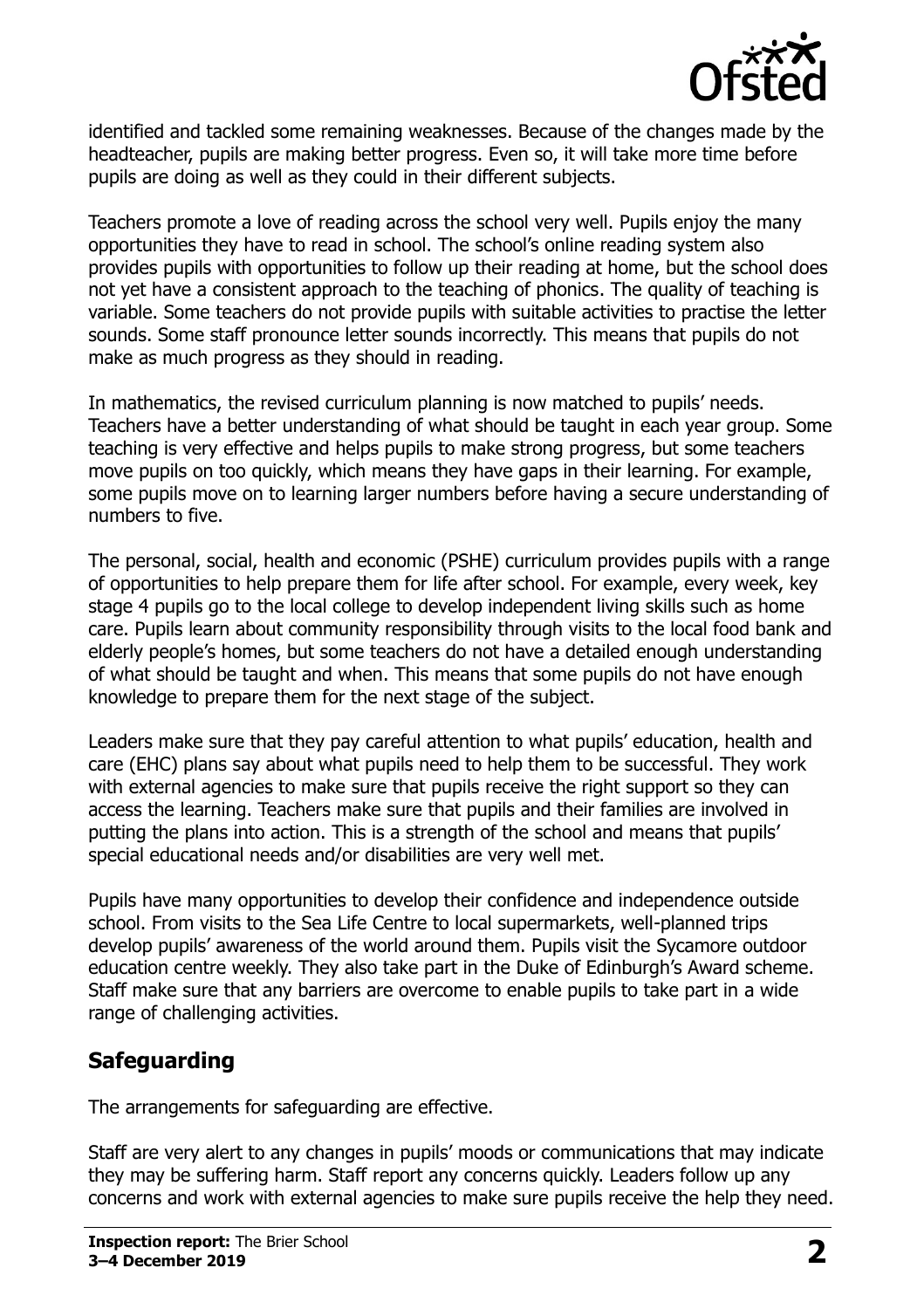identified and tackled some remaining weaknesses. Because of the changes made by the headteacher, pupils are making better progress. Even so, it will take more time before pupils are doing as well as they could in their different subjects.

Teachers promote a love of reading across the school very well. Pupils enjoy the many opportunities they have to read in school. The school's online reading system also provides pupils with opportunities to follow up their reading at home, but the school does not yet have a consistent approach to the teaching of phonics. The quality of teaching is variable. Some teachers do not provide pupils with suitable activities to practise the letter sounds. Some staff pronounce letter sounds incorrectly. This means that pupils do not make as much progress as they should in reading.

In mathematics, the revised curriculum planning is now matched to pupils' needs. Teachers have a better understanding of what should be taught in each year group. Some teaching is very effective and helps pupils to make strong progress, but some teachers move pupils on too quickly, which means they have gaps in their learning. For example, some pupils move on to learning larger numbers before having a secure understanding of numbers to five.

The personal, social, health and economic (PSHE) curriculum provides pupils with a range of opportunities to help prepare them for life after school. For example, every week, key stage 4 pupils go to the local college to develop independent living skills such as home care. Pupils learn about community responsibility through visits to the local food bank and elderly people's homes, but some teachers do not have a detailed enough understanding of what should be taught and when. This means that some pupils do not have enough knowledge to prepare them for the next stage of the subject.

Leaders make sure that they pay careful attention to what pupils' education, health and care (EHC) plans say about what pupils need to help them to be successful. They work with external agencies to make sure that pupils receive the right support so they can access the learning. Teachers make sure that pupils and their families are involved in putting the plans into action. This is a strength of the school and means that pupils' special educational needs and/or disabilities are very well met.

Pupils have many opportunities to develop their confidence and independence outside school. From visits to the Sea Life Centre to local supermarkets, well-planned trips develop pupils' awareness of the world around them. Pupils visit the Sycamore outdoor education centre weekly. They also take part in the Duke of Edinburgh's Award scheme. Staff make sure that any barriers are overcome to enable pupils to take part in a wide range of challenging activities.

## Safeguarding

The arrangements for safeguarding are effective.

Staff are very alert to any changes in pupils' moods or communications that may indicate they may be suffering harm. Staff report any concerns quickly. Leaders follow up any concerns and work with external agencies to make sure pupils receive the help they need.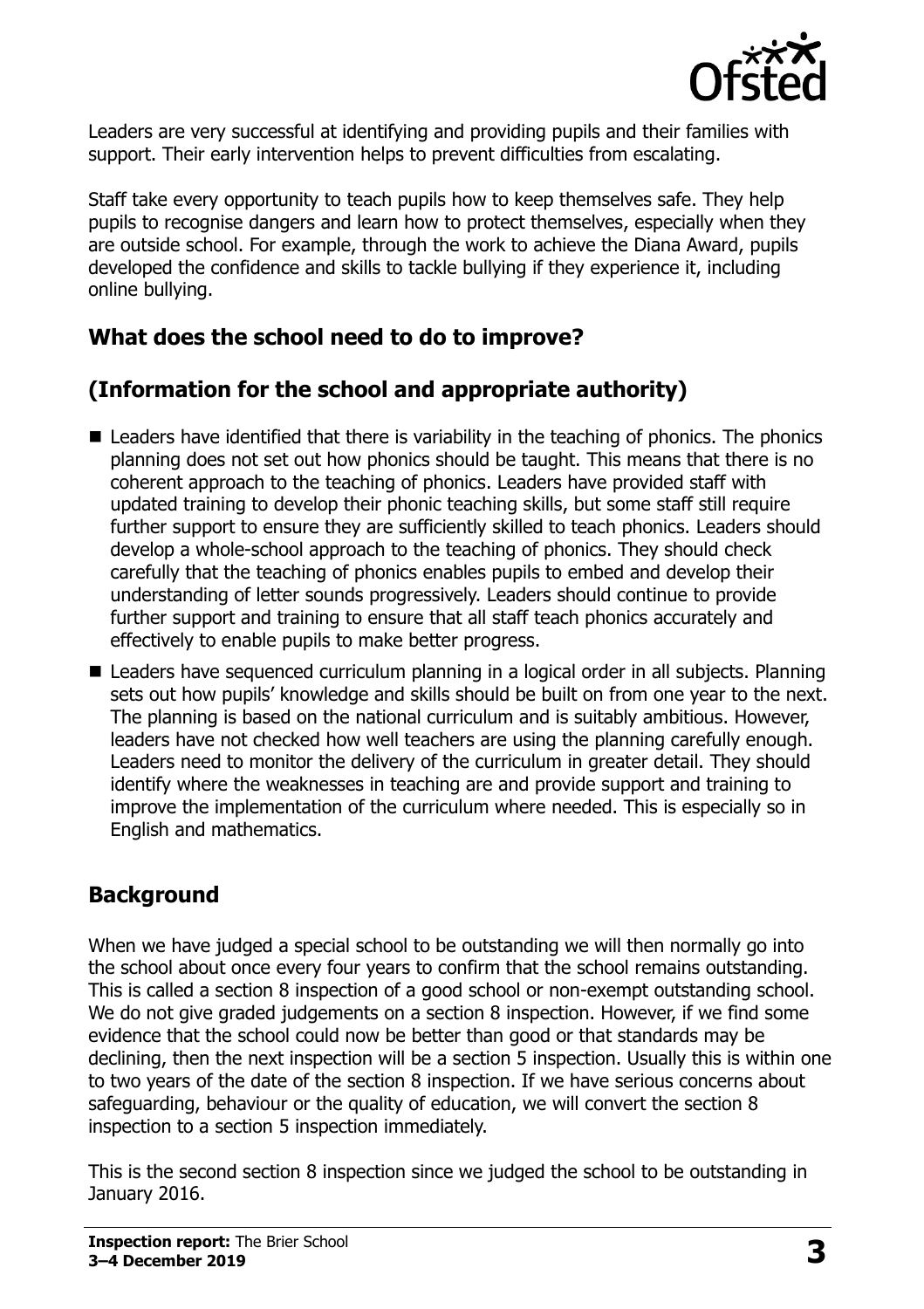Leaders are very successful at identifying and providing pupils and their families with support. Their early intervention helps to prevent difficulties from escalating.

Staff take every opportunity to teach pupils how to keep themselves safe. They help pupils to recognise dangers and learn how to protect themselves, especially when they are outside school. For example, through the work to achieve the Diana Award, pupils developed the confidence and skills to tackle bullying if they experience it, including online bullying.

## What does the school need to do to improve?

## (Information for the school and appropriate authority)

- Leaders have identified that there is variability in the teaching of phonics. The phonics planning does not set out how phonics should be taught. This means that there is no coherent approach to the teaching of phonics. Leaders have provided staff with updated training to develop their phonic teaching skills, but some staff still require further support to ensure they are sufficiently skilled to teach phonics. Leaders should develop a whole-school approach to the teaching of phonics. They should check carefully that the teaching of phonics enables pupils to embed and develop their understanding of letter sounds progressively. Leaders should continue to provide further support and training to ensure that all staff teach phonics accurately and effectively to enable pupils to make better progress.
- Leaders have sequenced curriculum planning in a logical order in all subjects. Planning sets out how pupils' knowledge and skills should be built on from one year to the next. The planning is based on the national curriculum and is suitably ambitious. However, leaders have not checked how well teachers are using the planning carefully enough. Leaders need to monitor the delivery of the curriculum in greater detail. They should identify where the weaknesses in teaching are and provide support and training to improve the implementation of the curriculum where needed. This is especially so in English and mathematics.

## Background

When we have judged a special school to be outstanding we will then normally go into the school about once every four years to confirm that the school remains outstanding. This is called a section 8 inspection of a good school or non-exempt outstanding school. We do not give graded judgements on a section 8 inspection. However, if we find some evidence that the school could now be better than good or that standards may be declining, then the next inspection will be a section 5 inspection. Usually this is within one to two years of the date of the section 8 inspection. If we have serious concerns about safeguarding, behaviour or the quality of education, we will convert the section 8 inspection to a section 5 inspection immediately.

This is the second section 8 inspection since we judged the school to be outstanding in January 2016.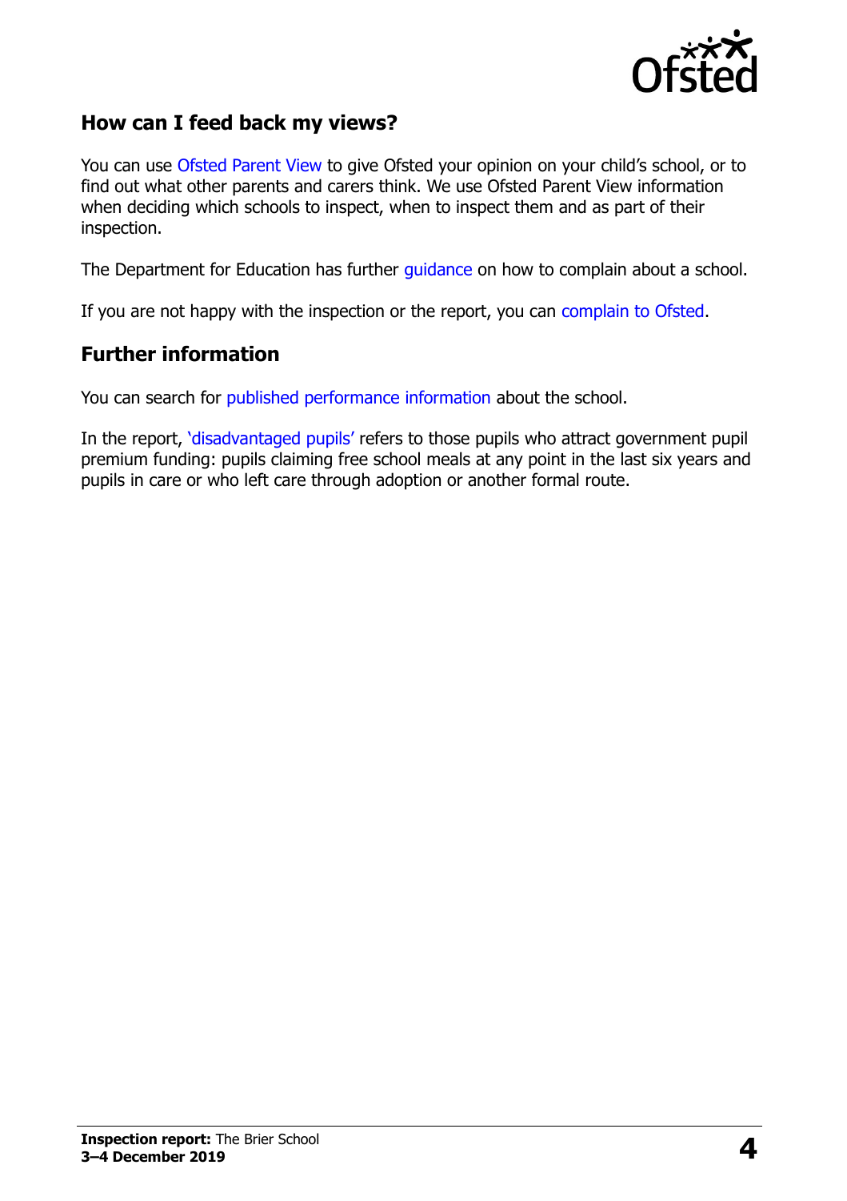## How can I feed back my views?

You can use Ofsted Parent View to give Ofsted your opinion on your child's school, or to find out what other parents and carers think. We use Ofsted Parent View information when deciding which schools to inspect, when to inspect them and as part of their inspection.

The Department for Education has further guidance on how to complain about a school.

If you are not happy with the inspection or the report, you can complain to Ofsted.

## Further information

You can search for published performance information about the school.

In the report, 'disadvantaged pupils' refers to those pupils who attract government pupil premium funding: pupils claiming free school meals at any point in the last six years and pupils in care or who left care through adoption or another formal route.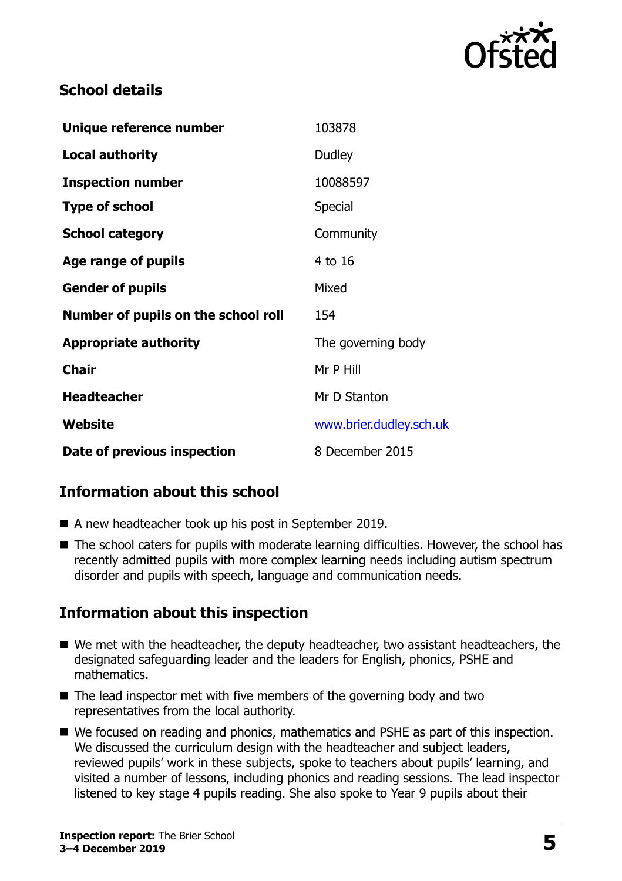## School details

| | |
|---|---|
| **Unique reference number** | 103878 |
| **Local authority** | Dudley |
| **Inspection number** | 10088597 |
| **Type of school** | Special |
| **School category** | Community |
| **Age range of pupils** | 4 to 16 |
| **Gender of pupils** | Mixed |
| **Number of pupils on the school roll** | 154 |
| **Appropriate authority** | The governing body |
| **Chair** | Mr P Hill |
| **Headteacher** | Mr D Stanton |
| **Website** | www.brier.dudley.sch.uk |
| **Date of previous inspection** | 8 December 2015 |

## Information about this school

- A new headteacher took up his post in September 2019.
- The school caters for pupils with moderate learning difficulties. However, the school has recently admitted pupils with more complex learning needs including autism spectrum disorder and pupils with speech, language and communication needs.

## Information about this inspection

- We met with the headteacher, the deputy headteacher, two assistant headteachers, the designated safeguarding leader and the leaders for English, phonics, PSHE and mathematics.
- The lead inspector met with five members of the governing body and two representatives from the local authority.
- We focused on reading and phonics, mathematics and PSHE as part of this inspection. We discussed the curriculum design with the headteacher and subject leaders, reviewed pupils' work in these subjects, spoke to teachers about pupils' learning, and visited a number of lessons, including phonics and reading sessions. The lead inspector listened to key stage 4 pupils reading. She also spoke to Year 9 pupils about their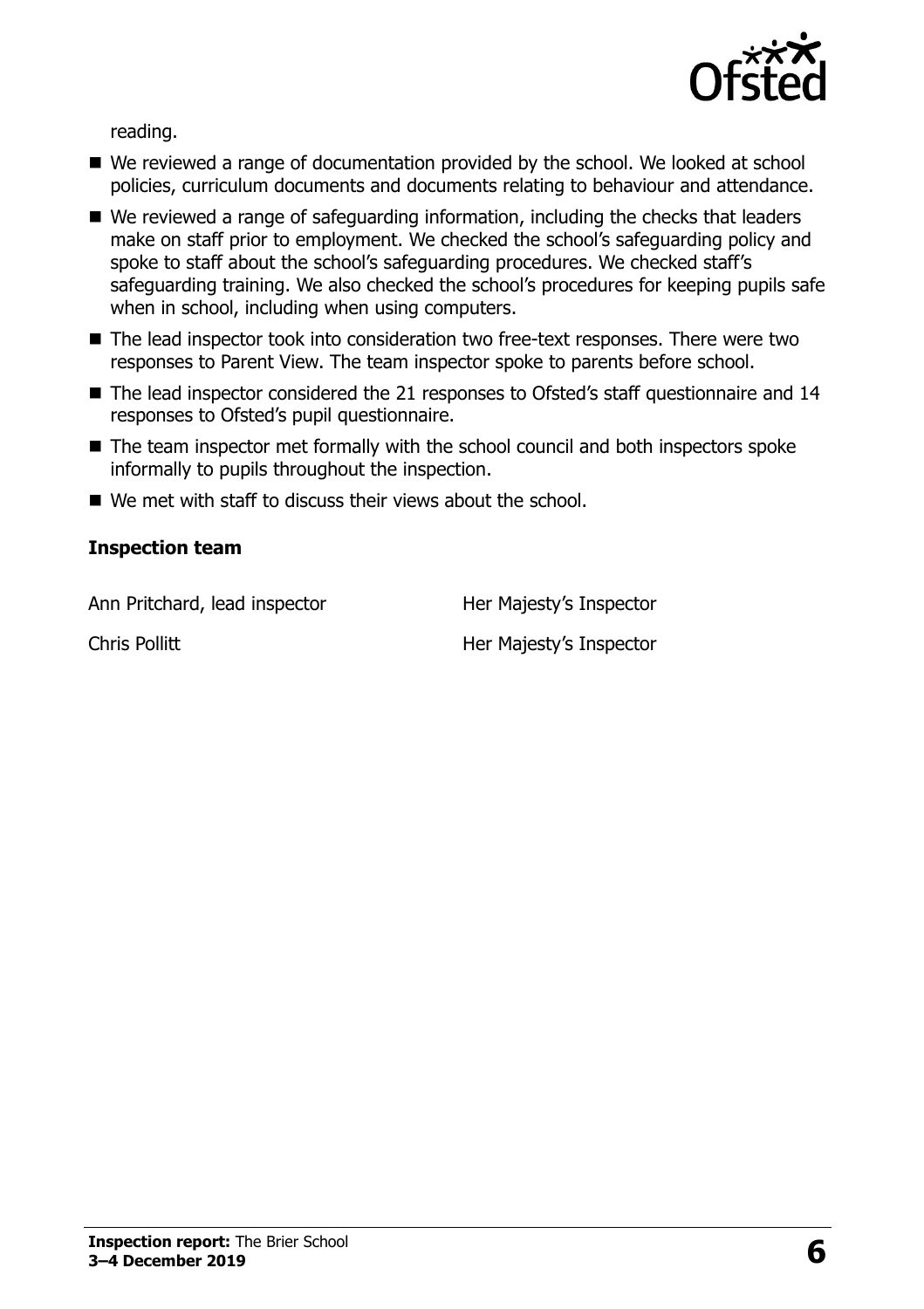reading.

- We reviewed a range of documentation provided by the school. We looked at school policies, curriculum documents and documents relating to behaviour and attendance.
- We reviewed a range of safeguarding information, including the checks that leaders make on staff prior to employment. We checked the school's safeguarding policy and spoke to staff about the school's safeguarding procedures. We checked staff's safeguarding training. We also checked the school's procedures for keeping pupils safe when in school, including when using computers.
- The lead inspector took into consideration two free-text responses. There were two responses to Parent View. The team inspector spoke to parents before school.
- The lead inspector considered the 21 responses to Ofsted's staff questionnaire and 14 responses to Ofsted's pupil questionnaire.
- The team inspector met formally with the school council and both inspectors spoke informally to pupils throughout the inspection.
- We met with staff to discuss their views about the school.

### Inspection team

| | |
|---|---|
| Ann Pritchard, lead inspector | Her Majesty's Inspector |
| Chris Pollitt | Her Majesty's Inspector |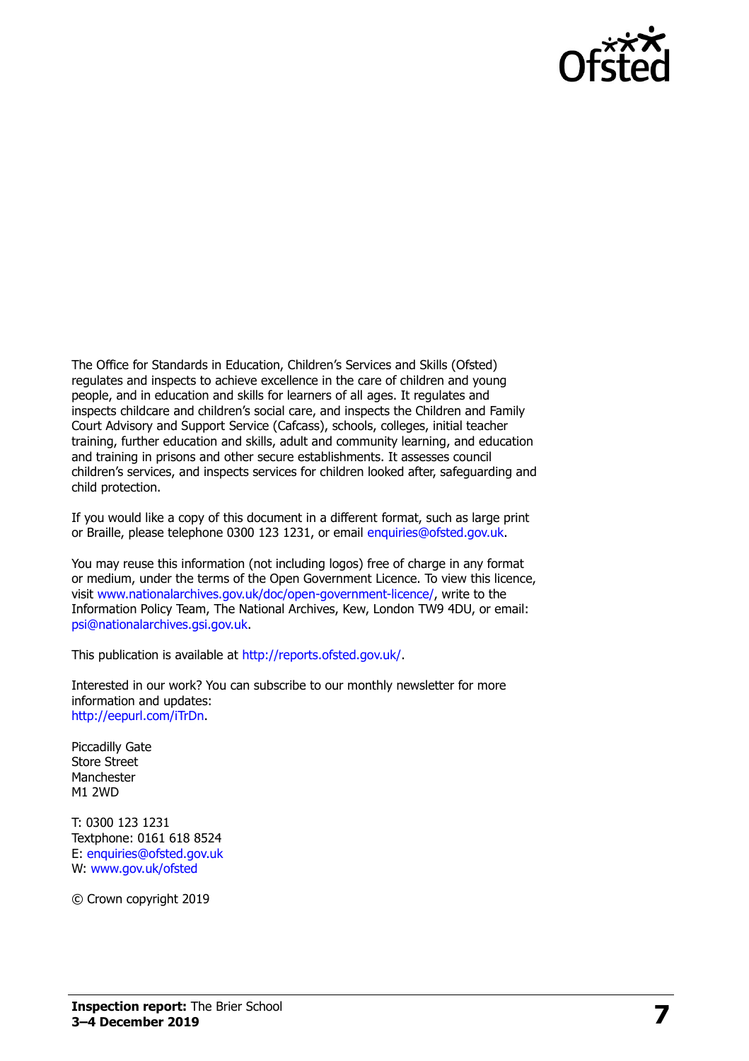The Office for Standards in Education, Children's Services and Skills (Ofsted) regulates and inspects to achieve excellence in the care of children and young people, and in education and skills for learners of all ages. It regulates and inspects childcare and children's social care, and inspects the Children and Family Court Advisory and Support Service (Cafcass), schools, colleges, initial teacher training, further education and skills, adult and community learning, and education and training in prisons and other secure establishments. It assesses council children's services, and inspects services for children looked after, safeguarding and child protection.

If you would like a copy of this document in a different format, such as large print or Braille, please telephone 0300 123 1231, or email enquiries@ofsted.gov.uk.

You may reuse this information (not including logos) free of charge in any format or medium, under the terms of the Open Government Licence. To view this licence, visit www.nationalarchives.gov.uk/doc/open-government-licence/, write to the Information Policy Team, The National Archives, Kew, London TW9 4DU, or email: psi@nationalarchives.gsi.gov.uk.

This publication is available at http://reports.ofsted.gov.uk/.

Interested in our work? You can subscribe to our monthly newsletter for more information and updates:
http://eepurl.com/iTrDn.

Piccadilly Gate
Store Street
Manchester
M1 2WD

T: 0300 123 1231
Textphone: 0161 618 8524
E: enquiries@ofsted.gov.uk
W: www.gov.uk/ofsted

© Crown copyright 2019